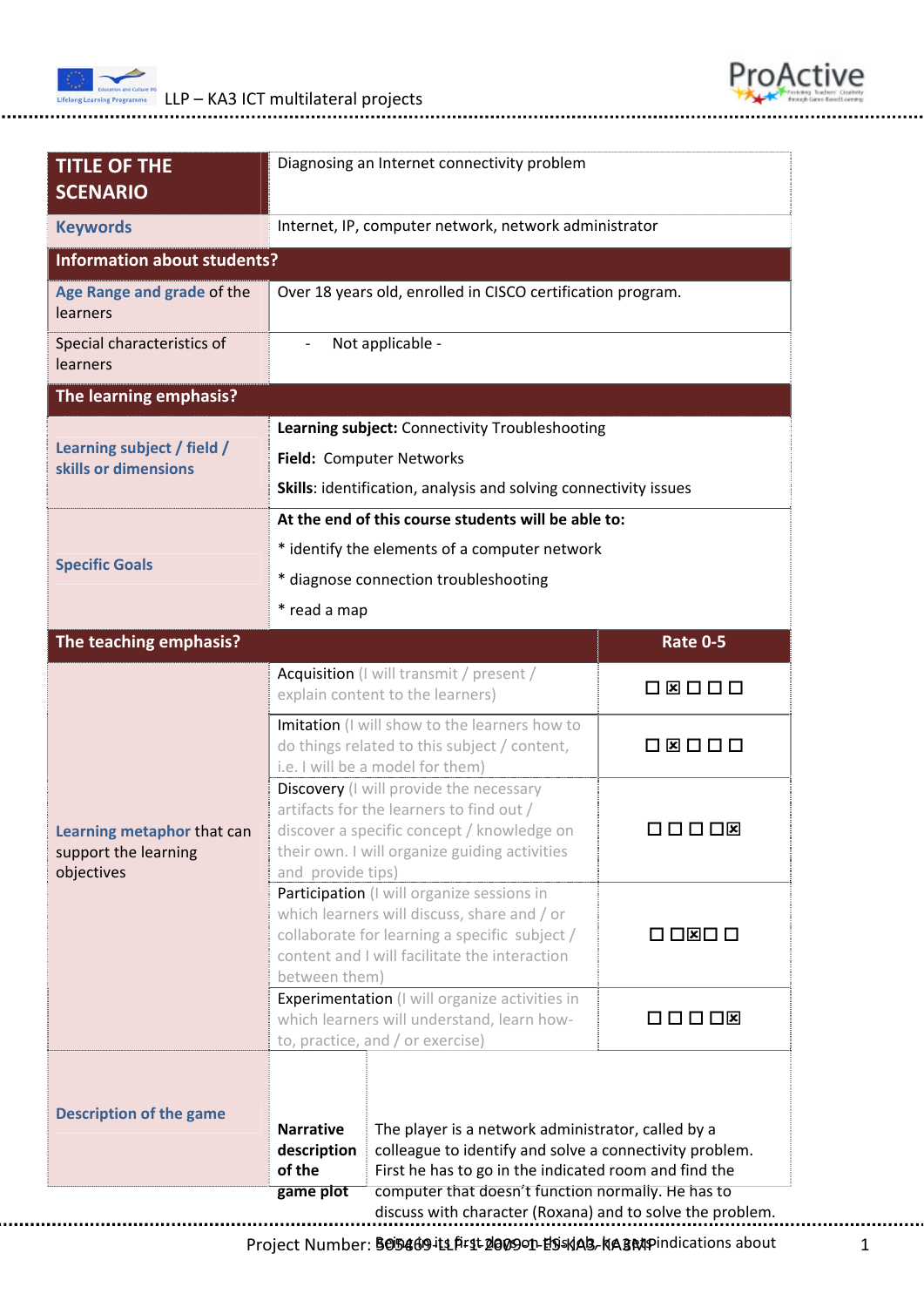| TITLE OF THE SCENARIO | Diagnosing an Internet connectivity problem | |
|---|---|---|
| Keywords | Internet, IP, computer network, network administrator | |
| **Information about students?** | | |
| Age Range and grade of the learners | Over 18 years old, enrolled in CISCO certification program. | |
| Special characteristics of learners | - Not applicable - | |
| **The learning emphasis?** | | |
| Learning subject / field / skills or dimensions | **Learning subject:** Connectivity Troubleshooting<br>**Field:** Computer Networks<br>**Skills**: identification, analysis and solving connectivity issues | |
| Specific Goals | **At the end of this course students will be able to:**<br>* identify the elements of a computer network<br>* diagnose connection troubleshooting<br>* read a map | |
| **The teaching emphasis?** | | **Rate 0-5** |
| Learning metaphor that can support the learning objectives | Acquisition (I will transmit / present / explain content to the learners) | ☐ ☒ ☐ ☐ ☐ |
| | Imitation (I will show to the learners how to do things related to this subject / content, i.e. I will be a model for them) | ☐ ☒ ☐ ☐ ☐ |
| | Discovery (I will provide the necessary artifacts for the learners to find out / discover a specific concept / knowledge on their own. I will organize guiding activities and provide tips) | ☐ ☐ ☐ ☐ ☒ |
| | Participation (I will organize sessions in which learners will discuss, share and / or collaborate for learning a specific subject / content and I will facilitate the interaction between them) | ☐ ☐ ☒ ☐ ☐ |
| | Experimentation (I will organize activities in which learners will understand, learn how-to, practice, and / or exercise) | ☐ ☐ ☐ ☐ ☒ |
| Description of the game | **Narrative description of the game plot** | The player is a network administrator, called by a colleague to identify and solve a connectivity problem. First he has to go in the indicated room and find the computer that doesn't function normally. He has to discuss with character (Roxana) and to solve the problem. Being at its first day on this job, he gets indications about |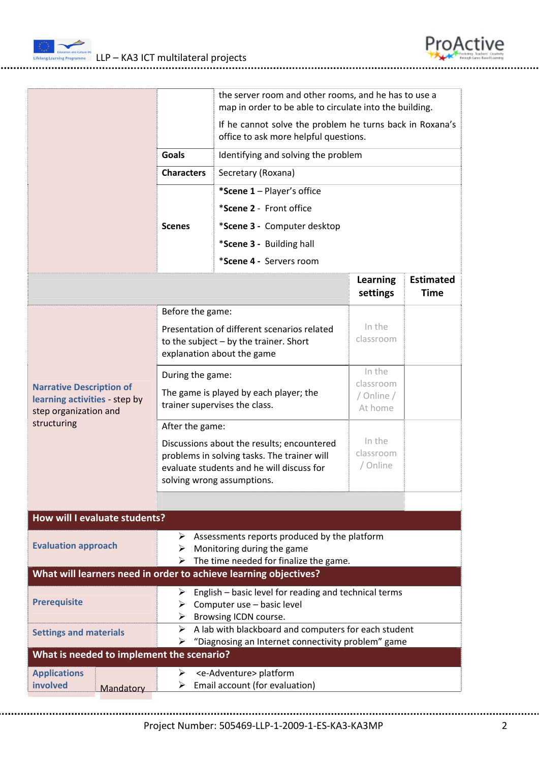| | | |
|---|---|---|
| | | the server room and other rooms, and he has to use a map in order to be able to circulate into the building.<br><br>If he cannot solve the problem he turns back in Roxana's office to ask more helpful questions. |
| | **Goals** | Identifying and solving the problem |
| | **Characters** | Secretary (Roxana) |
| | **Scenes** | ***Scene 1** – Player's office<br>***Scene 2** - Front office<br>***Scene 3** - Computer desktop<br>***Scene 3** - Building hall<br>***Scene 4** - Servers room |

| | | **Learning settings** | **Estimated Time** |
|---|---|---|---|
| **Narrative Description of learning activities** - step by step organization and structuring | Before the game:<br><br>Presentation of different scenarios related to the subject – by the trainer. Short explanation about the game | In the classroom | |
| | During the game:<br><br>The game is played by each player; the trainer supervises the class. | In the classroom / Online / At home | |
| | After the game:<br><br>Discussions about the results; encountered problems in solving tasks. The trainer will evaluate students and he will discuss for solving wrong assumptions. | In the classroom / Online | |

## How will I evaluate students?

| | |
|---|---|
| **Evaluation approach** | - Assessments reports produced by the platform<br>- Monitoring during the game<br>- The time needed for finalize the game. |

## What will learners need in order to achieve learning objectives?

| | |
|---|---|
| **Prerequisite** | - English – basic level for reading and technical terms<br>- Computer use – basic level<br>- Browsing ICDN course. |
| **Settings and materials** | - A lab with blackboard and computers for each student<br>- "Diagnosing an Internet connectivity problem" game |

## What is needed to implement the scenario?

| | | |
|---|---|---|
| **Applications involved** | Mandatory | - <e-Adventure> platform<br>- Email account (for evaluation) |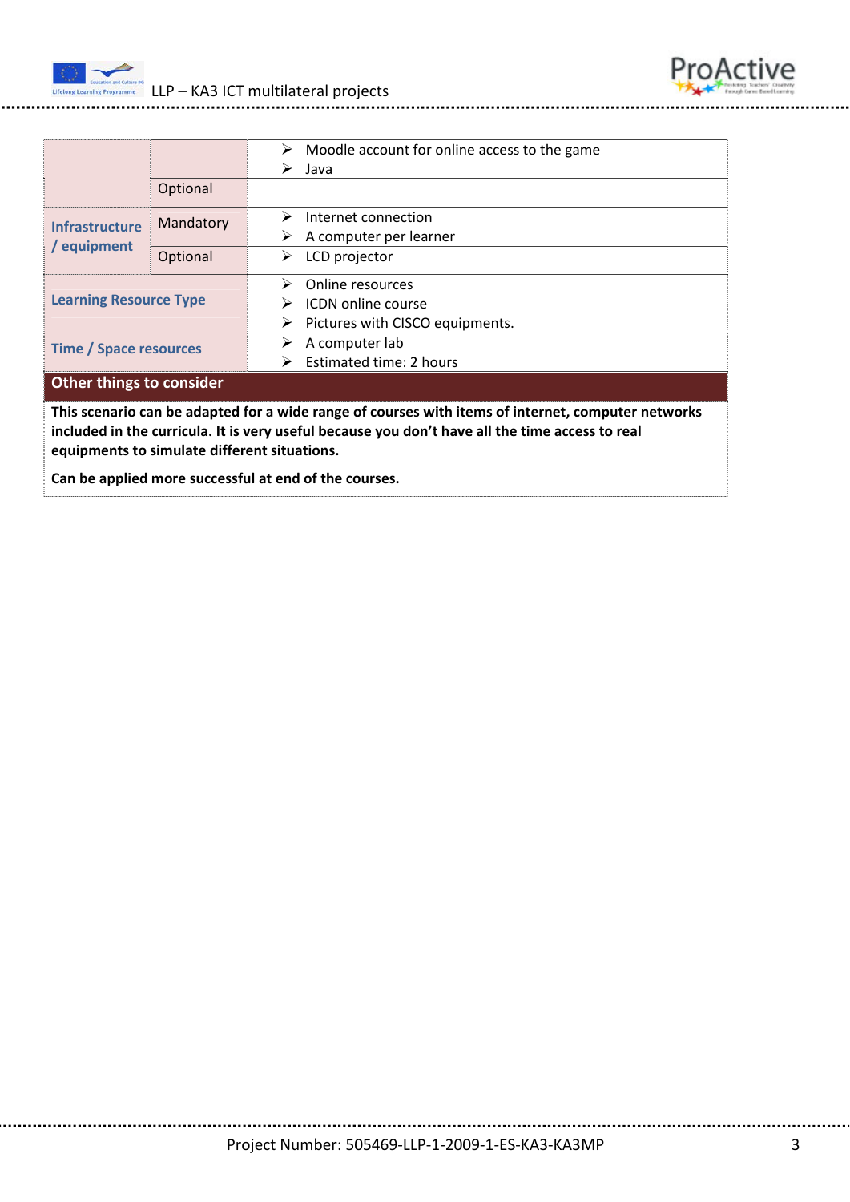| | | |
|---|---|---|
| | | ➢ Moodle account for online access to the game<br>➢ Java |
| | Optional | |
| **Infrastructure / equipment** | Mandatory | ➢ Internet connection<br>➢ A computer per learner |
| | Optional | ➢ LCD projector |
| **Learning Resource Type** | | ➢ Online resources<br>➢ ICDN online course<br>➢ Pictures with CISCO equipments. |
| **Time / Space resources** | | ➢ A computer lab<br>➢ Estimated time: 2 hours |

## Other things to consider

**This scenario can be adapted for a wide range of courses with items of internet, computer networks included in the curricula. It is very useful because you don't have all the time access to real equipments to simulate different situations.**

**Can be applied more successful at end of the courses.**